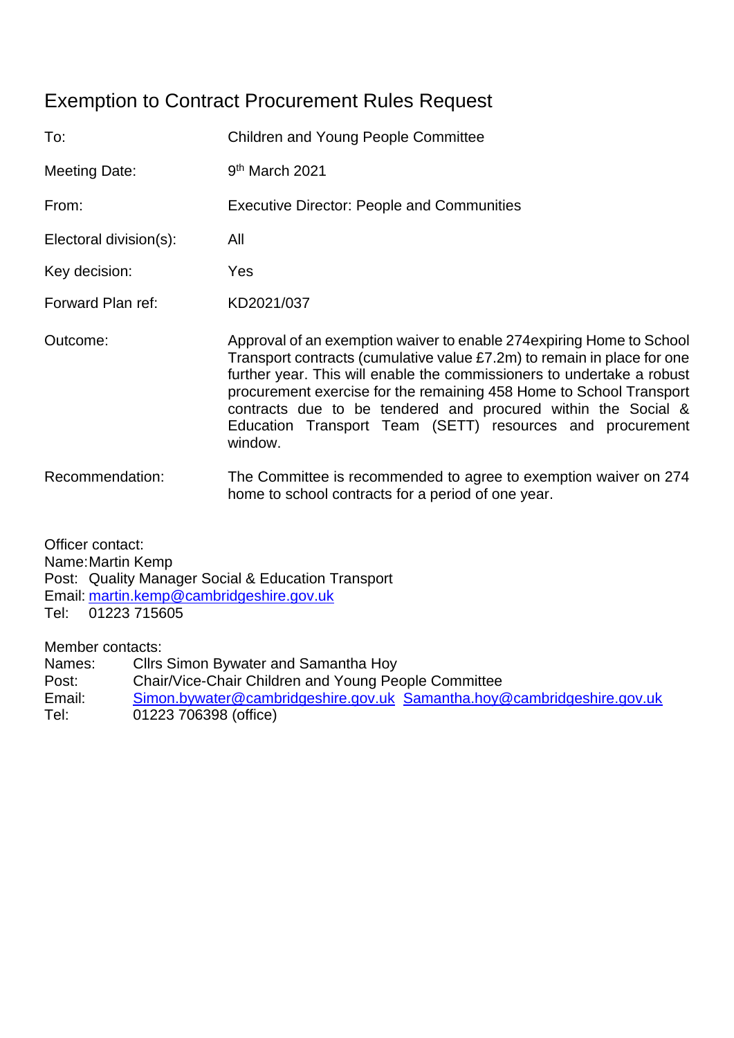# Exemption to Contract Procurement Rules Request

| | |
|---|---|
| To: | Children and Young People Committee |
| Meeting Date: | 9th March 2021 |
| From: | Executive Director: People and Communities |
| Electoral division(s): | All |
| Key decision: | Yes |
| Forward Plan ref: | KD2021/037 |
| Outcome: | Approval of an exemption waiver to enable 274expiring Home to School Transport contracts (cumulative value £7.2m) to remain in place for one further year. This will enable the commissioners to undertake a robust procurement exercise for the remaining 458 Home to School Transport contracts due to be tendered and procured within the Social & Education Transport Team (SETT) resources and procurement window. |
| Recommendation: | The Committee is recommended to agree to exemption waiver on 274 home to school contracts for a period of one year. |

Officer contact:
Name: Martin Kemp
Post: Quality Manager Social & Education Transport
Email: martin.kemp@cambridgeshire.gov.uk
Tel: 01223 715605

Member contacts:
Names: Cllrs Simon Bywater and Samantha Hoy
Post: Chair/Vice-Chair Children and Young People Committee
Email: Simon.bywater@cambridgeshire.gov.uk Samantha.hoy@cambridgeshire.gov.uk
Tel: 01223 706398 (office)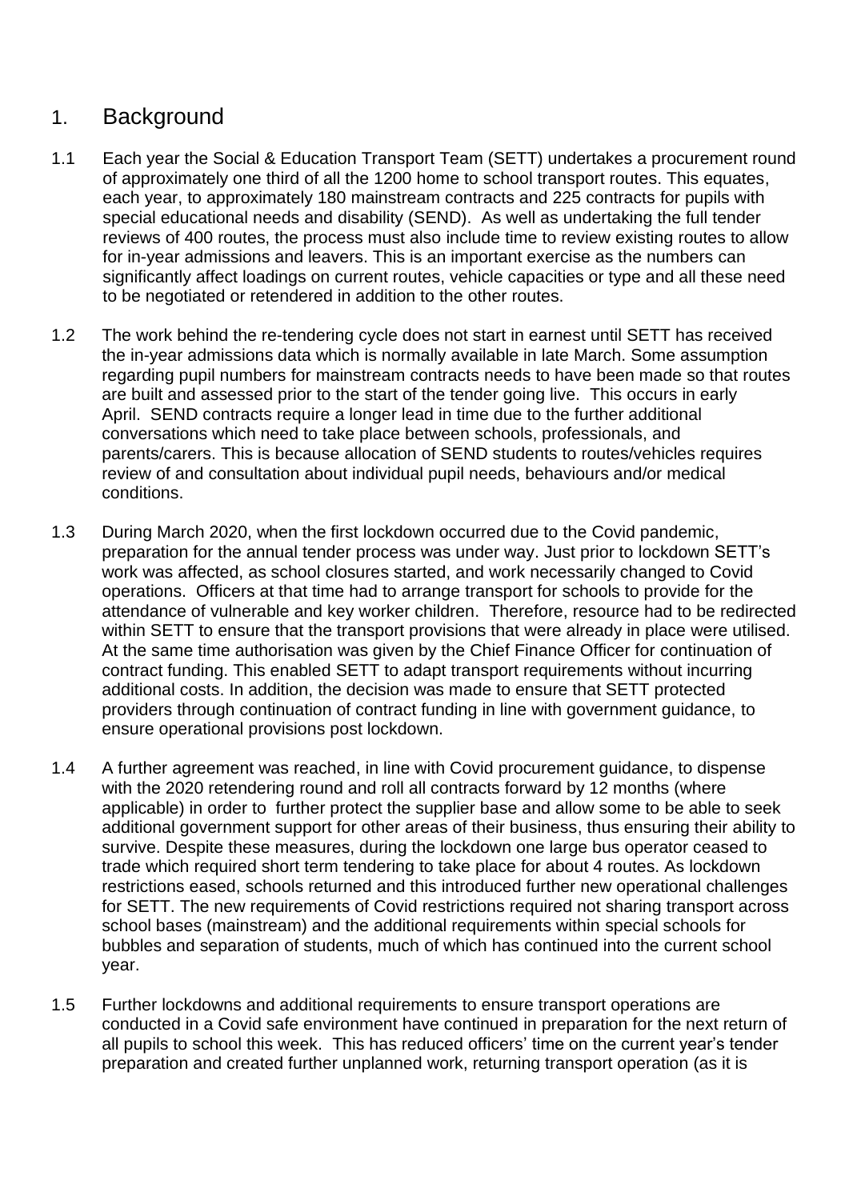## 1. Background

1.1 Each year the Social & Education Transport Team (SETT) undertakes a procurement round of approximately one third of all the 1200 home to school transport routes. This equates, each year, to approximately 180 mainstream contracts and 225 contracts for pupils with special educational needs and disability (SEND). As well as undertaking the full tender reviews of 400 routes, the process must also include time to review existing routes to allow for in-year admissions and leavers. This is an important exercise as the numbers can significantly affect loadings on current routes, vehicle capacities or type and all these need to be negotiated or retendered in addition to the other routes.

1.2 The work behind the re-tendering cycle does not start in earnest until SETT has received the in-year admissions data which is normally available in late March. Some assumption regarding pupil numbers for mainstream contracts needs to have been made so that routes are built and assessed prior to the start of the tender going live. This occurs in early April. SEND contracts require a longer lead in time due to the further additional conversations which need to take place between schools, professionals, and parents/carers. This is because allocation of SEND students to routes/vehicles requires review of and consultation about individual pupil needs, behaviours and/or medical conditions.

1.3 During March 2020, when the first lockdown occurred due to the Covid pandemic, preparation for the annual tender process was under way. Just prior to lockdown SETT's work was affected, as school closures started, and work necessarily changed to Covid operations. Officers at that time had to arrange transport for schools to provide for the attendance of vulnerable and key worker children. Therefore, resource had to be redirected within SETT to ensure that the transport provisions that were already in place were utilised. At the same time authorisation was given by the Chief Finance Officer for continuation of contract funding. This enabled SETT to adapt transport requirements without incurring additional costs. In addition, the decision was made to ensure that SETT protected providers through continuation of contract funding in line with government guidance, to ensure operational provisions post lockdown.

1.4 A further agreement was reached, in line with Covid procurement guidance, to dispense with the 2020 retendering round and roll all contracts forward by 12 months (where applicable) in order to further protect the supplier base and allow some to be able to seek additional government support for other areas of their business, thus ensuring their ability to survive. Despite these measures, during the lockdown one large bus operator ceased to trade which required short term tendering to take place for about 4 routes. As lockdown restrictions eased, schools returned and this introduced further new operational challenges for SETT. The new requirements of Covid restrictions required not sharing transport across school bases (mainstream) and the additional requirements within special schools for bubbles and separation of students, much of which has continued into the current school year.

1.5 Further lockdowns and additional requirements to ensure transport operations are conducted in a Covid safe environment have continued in preparation for the next return of all pupils to school this week. This has reduced officers' time on the current year's tender preparation and created further unplanned work, returning transport operation (as it is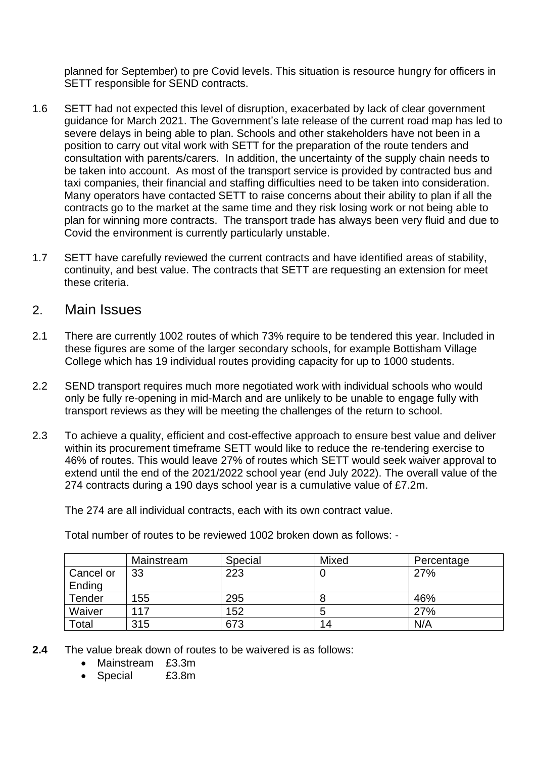planned for September) to pre Covid levels. This situation is resource hungry for officers in SETT responsible for SEND contracts.

1.6 SETT had not expected this level of disruption, exacerbated by lack of clear government guidance for March 2021. The Government's late release of the current road map has led to severe delays in being able to plan. Schools and other stakeholders have not been in a position to carry out vital work with SETT for the preparation of the route tenders and consultation with parents/carers. In addition, the uncertainty of the supply chain needs to be taken into account. As most of the transport service is provided by contracted bus and taxi companies, their financial and staffing difficulties need to be taken into consideration. Many operators have contacted SETT to raise concerns about their ability to plan if all the contracts go to the market at the same time and they risk losing work or not being able to plan for winning more contracts. The transport trade has always been very fluid and due to Covid the environment is currently particularly unstable.

1.7 SETT have carefully reviewed the current contracts and have identified areas of stability, continuity, and best value. The contracts that SETT are requesting an extension for meet these criteria.

## 2. Main Issues

2.1 There are currently 1002 routes of which 73% require to be tendered this year. Included in these figures are some of the larger secondary schools, for example Bottisham Village College which has 19 individual routes providing capacity for up to 1000 students.

2.2 SEND transport requires much more negotiated work with individual schools who would only be fully re-opening in mid-March and are unlikely to be unable to engage fully with transport reviews as they will be meeting the challenges of the return to school.

2.3 To achieve a quality, efficient and cost-effective approach to ensure best value and deliver within its procurement timeframe SETT would like to reduce the re-tendering exercise to 46% of routes. This would leave 27% of routes which SETT would seek waiver approval to extend until the end of the 2021/2022 school year (end July 2022). The overall value of the 274 contracts during a 190 days school year is a cumulative value of £7.2m.

The 274 are all individual contracts, each with its own contract value.

Total number of routes to be reviewed 1002 broken down as follows: -

| | Mainstream | Special | Mixed | Percentage |
|---|---|---|---|---|
| Cancel or Ending | 33 | 223 | 0 | 27% |
| Tender | 155 | 295 | 8 | 46% |
| Waiver | 117 | 152 | 5 | 27% |
| Total | 315 | 673 | 14 | N/A |

**2.4** The value break down of routes to be waivered is as follows:

- Mainstream £3.3m
- Special £3.8m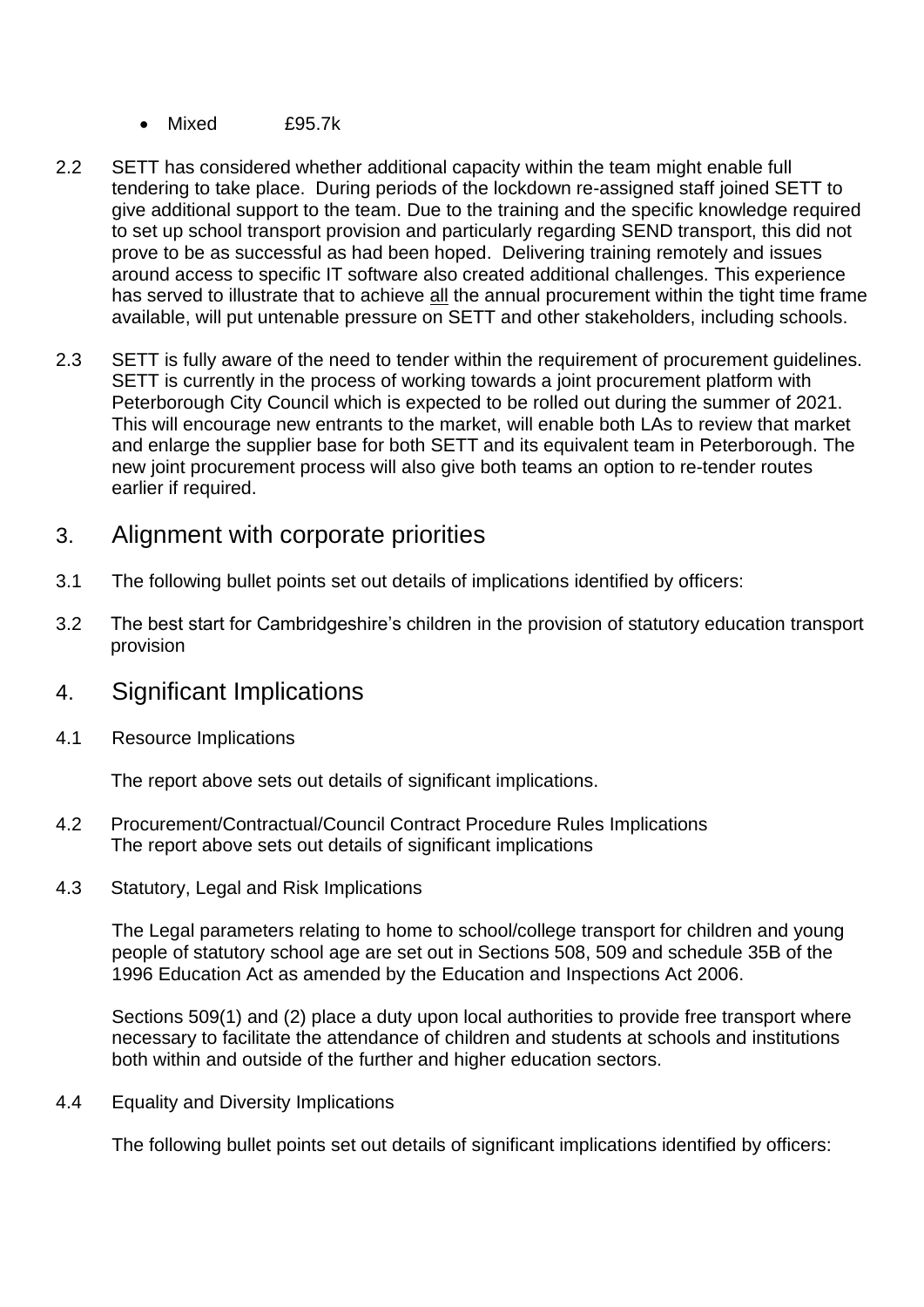- Mixed £95.7k

2.2 SETT has considered whether additional capacity within the team might enable full tendering to take place. During periods of the lockdown re-assigned staff joined SETT to give additional support to the team. Due to the training and the specific knowledge required to set up school transport provision and particularly regarding SEND transport, this did not prove to be as successful as had been hoped. Delivering training remotely and issues around access to specific IT software also created additional challenges. This experience has served to illustrate that to achieve all the annual procurement within the tight time frame available, will put untenable pressure on SETT and other stakeholders, including schools.

2.3 SETT is fully aware of the need to tender within the requirement of procurement guidelines. SETT is currently in the process of working towards a joint procurement platform with Peterborough City Council which is expected to be rolled out during the summer of 2021. This will encourage new entrants to the market, will enable both LAs to review that market and enlarge the supplier base for both SETT and its equivalent team in Peterborough. The new joint procurement process will also give both teams an option to re-tender routes earlier if required.

## 3. Alignment with corporate priorities

3.1 The following bullet points set out details of implications identified by officers:

3.2 The best start for Cambridgeshire's children in the provision of statutory education transport provision

## 4. Significant Implications

4.1 Resource Implications

The report above sets out details of significant implications.

4.2 Procurement/Contractual/Council Contract Procedure Rules Implications
The report above sets out details of significant implications

4.3 Statutory, Legal and Risk Implications

The Legal parameters relating to home to school/college transport for children and young people of statutory school age are set out in Sections 508, 509 and schedule 35B of the 1996 Education Act as amended by the Education and Inspections Act 2006.

Sections 509(1) and (2) place a duty upon local authorities to provide free transport where necessary to facilitate the attendance of children and students at schools and institutions both within and outside of the further and higher education sectors.

4.4 Equality and Diversity Implications

The following bullet points set out details of significant implications identified by officers: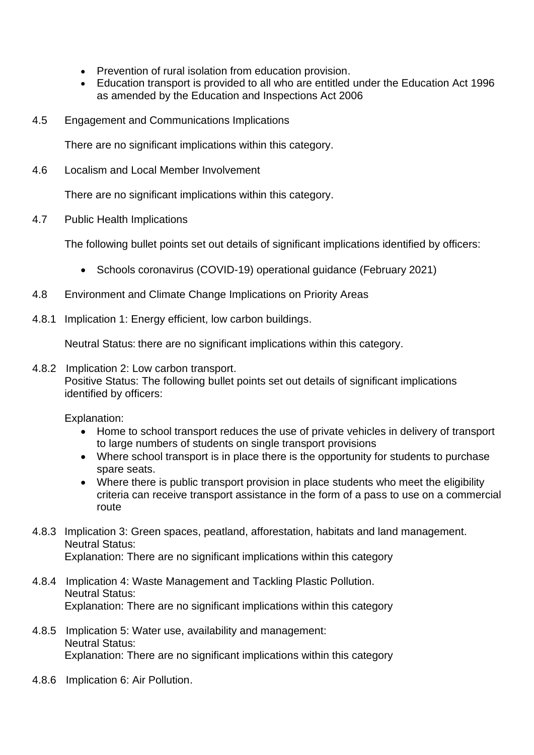- Prevention of rural isolation from education provision.
- Education transport is provided to all who are entitled under the Education Act 1996 as amended by the Education and Inspections Act 2006

4.5 Engagement and Communications Implications

There are no significant implications within this category.

4.6 Localism and Local Member Involvement

There are no significant implications within this category.

4.7 Public Health Implications

The following bullet points set out details of significant implications identified by officers:

- Schools coronavirus (COVID-19) operational guidance (February 2021)

4.8 Environment and Climate Change Implications on Priority Areas

4.8.1 Implication 1: Energy efficient, low carbon buildings.

Neutral Status: there are no significant implications within this category.

4.8.2 Implication 2: Low carbon transport.
Positive Status: The following bullet points set out details of significant implications identified by officers:

Explanation:

- Home to school transport reduces the use of private vehicles in delivery of transport to large numbers of students on single transport provisions
- Where school transport is in place there is the opportunity for students to purchase spare seats.
- Where there is public transport provision in place students who meet the eligibility criteria can receive transport assistance in the form of a pass to use on a commercial route

4.8.3 Implication 3: Green spaces, peatland, afforestation, habitats and land management.
Neutral Status:
Explanation: There are no significant implications within this category

4.8.4 Implication 4: Waste Management and Tackling Plastic Pollution.
Neutral Status:
Explanation: There are no significant implications within this category

4.8.5 Implication 5: Water use, availability and management:
Neutral Status:
Explanation: There are no significant implications within this category

4.8.6 Implication 6: Air Pollution.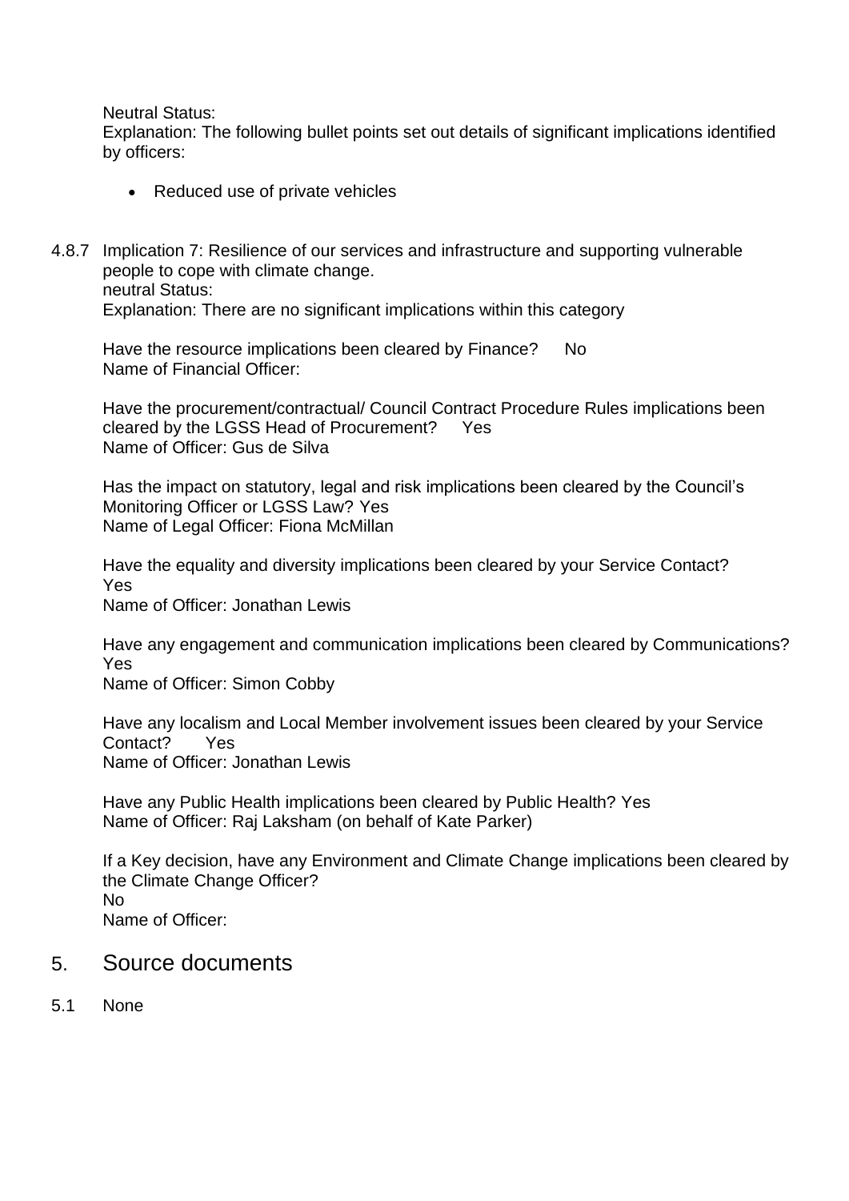Neutral Status:
Explanation: The following bullet points set out details of significant implications identified by officers:

- Reduced use of private vehicles

4.8.7 Implication 7: Resilience of our services and infrastructure and supporting vulnerable people to cope with climate change.
neutral Status:
Explanation: There are no significant implications within this category

Have the resource implications been cleared by Finance? No
Name of Financial Officer:

Have the procurement/contractual/ Council Contract Procedure Rules implications been cleared by the LGSS Head of Procurement? Yes
Name of Officer: Gus de Silva

Has the impact on statutory, legal and risk implications been cleared by the Council's Monitoring Officer or LGSS Law? Yes
Name of Legal Officer: Fiona McMillan

Have the equality and diversity implications been cleared by your Service Contact? Yes
Name of Officer: Jonathan Lewis

Have any engagement and communication implications been cleared by Communications? Yes
Name of Officer: Simon Cobby

Have any localism and Local Member involvement issues been cleared by your Service Contact? Yes
Name of Officer: Jonathan Lewis

Have any Public Health implications been cleared by Public Health? Yes
Name of Officer: Raj Laksham (on behalf of Kate Parker)

If a Key decision, have any Environment and Climate Change implications been cleared by the Climate Change Officer?
No
Name of Officer:

## 5. Source documents

5.1 None